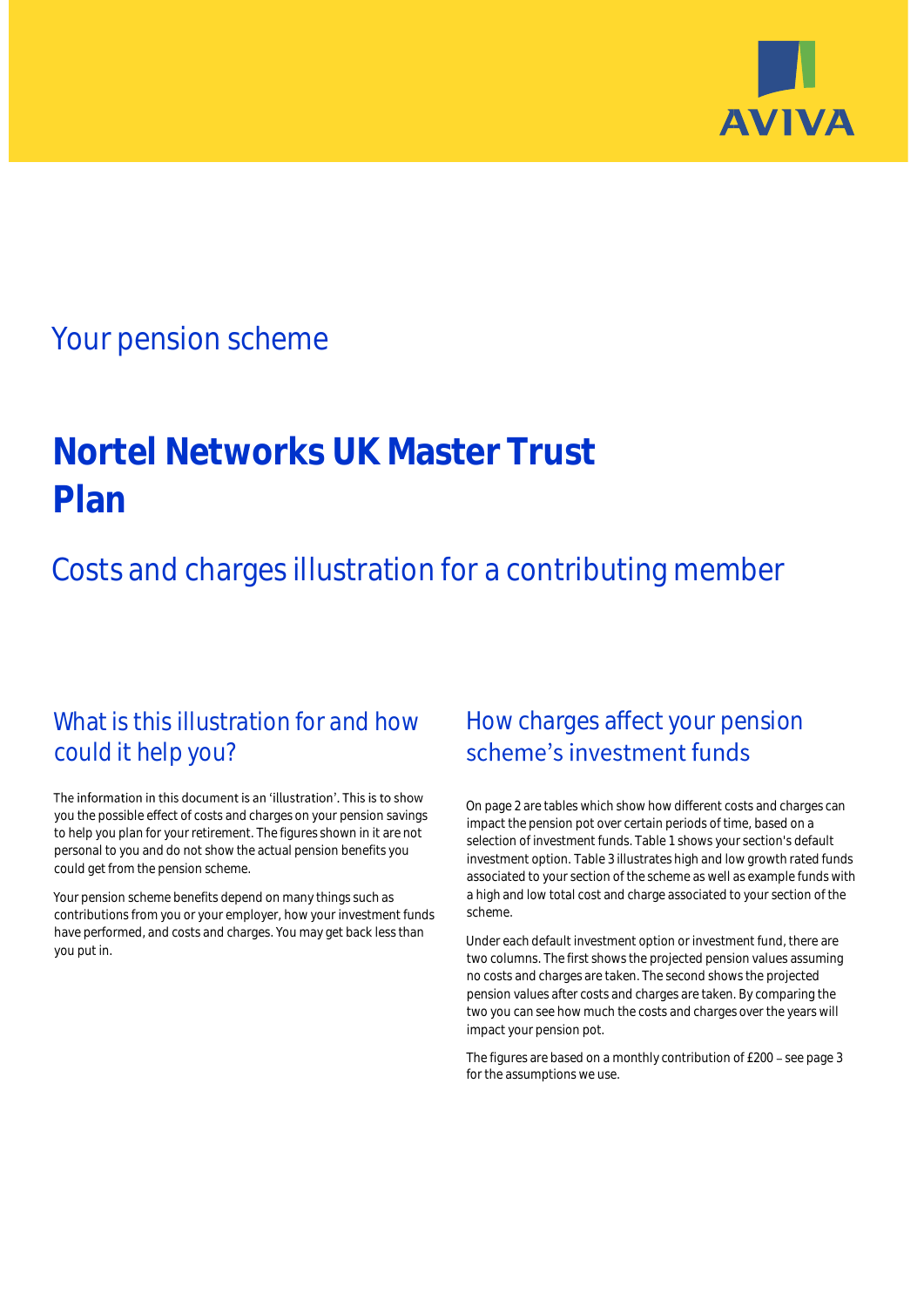AVIVA

## Your pension scheme

# Nortel Networks UK Master Trust Plan

## Costs and charges illustration for a contributing member

### What is this illustration for and how could it help you?

The information in this document is an 'illustration'. This is to show you the possible effect of costs and charges on your pension savings to help you plan for your retirement. The figures shown in it are not personal to you and do not show the actual pension benefits you could get from the pension scheme.

Your pension scheme benefits depend on many things such as contributions from you or your employer, how your investment funds have performed, and costs and charges. You may get back less than you put in.

### How charges affect your pension scheme's investment funds

On page 2 are tables which show how different costs and charges can impact the pension pot over certain periods of time, based on a selection of investment funds. Table 1 shows your section's default investment option. Table 3 illustrates high and low growth rated funds associated to your section of the scheme as well as example funds with a high and low total cost and charge associated to your section of the scheme.

Under each default investment option or investment fund, there are two columns. The first shows the projected pension values assuming no costs and charges are taken. The second shows the projected pension values after costs and charges are taken. By comparing the two you can see how much the costs and charges over the years will impact your pension pot.

The figures are based on a monthly contribution of £200 – see page 3 for the assumptions we use.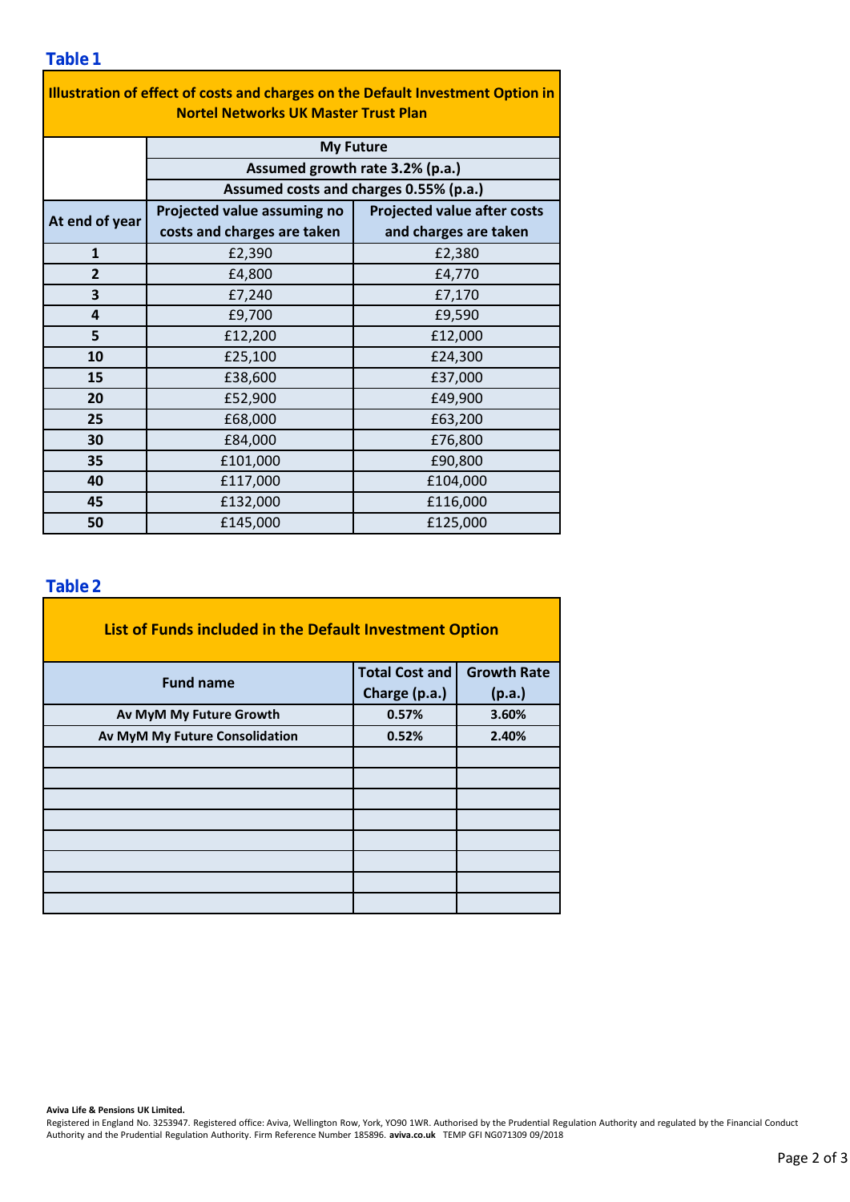### Table 1

| Illustration of effect of costs and charges on the Default Investment Option in Nortel Networks UK Master Trust Plan | | |
|---|---|---|
| | My Future | |
| | Assumed growth rate 3.2% (p.a.) | |
| | Assumed costs and charges 0.55% (p.a.) | |
| At end of year | Projected value assuming no costs and charges are taken | Projected value after costs and charges are taken |
| 1 | £2,390 | £2,380 |
| 2 | £4,800 | £4,770 |
| 3 | £7,240 | £7,170 |
| 4 | £9,700 | £9,590 |
| 5 | £12,200 | £12,000 |
| 10 | £25,100 | £24,300 |
| 15 | £38,600 | £37,000 |
| 20 | £52,900 | £49,900 |
| 25 | £68,000 | £63,200 |
| 30 | £84,000 | £76,800 |
| 35 | £101,000 | £90,800 |
| 40 | £117,000 | £104,000 |
| 45 | £132,000 | £116,000 |
| 50 | £145,000 | £125,000 |

### Table 2

| List of Funds included in the Default Investment Option | | |
|---|---|---|
| Fund name | Total Cost and Charge (p.a.) | Growth Rate (p.a.) |
| Av MyM My Future Growth | 0.57% | 3.60% |
| Av MyM My Future Consolidation | 0.52% | 2.40% |
| | | |
| | | |
| | | |
| | | |
| | | |
| | | |
| | | |
| | | |

**Aviva Life & Pensions UK Limited.**
Registered in England No. 3253947. Registered office: Aviva, Wellington Row, York, YO90 1WR. Authorised by the Prudential Regulation Authority and regulated by the Financial Conduct Authority and the Prudential Regulation Authority. Firm Reference Number 185896. **aviva.co.uk** TEMP GFI NG071309 09/2018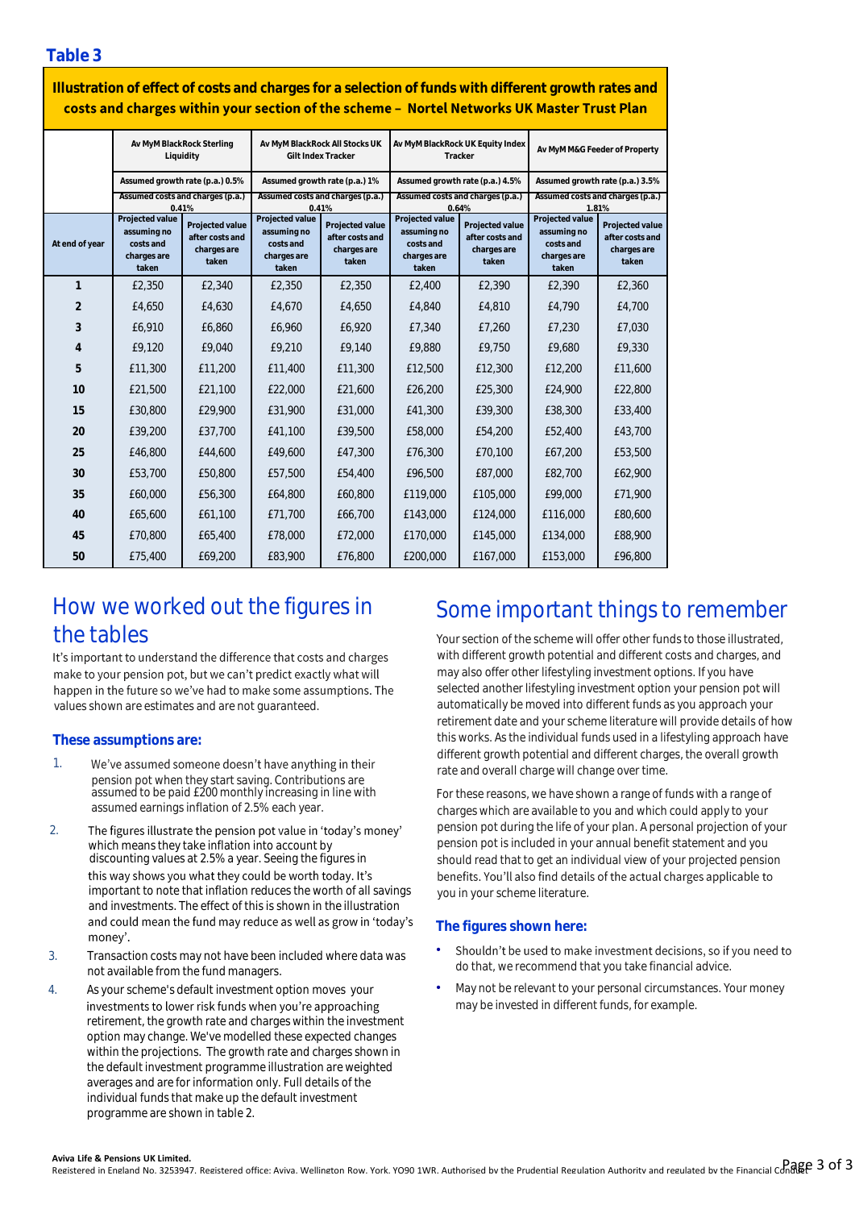## Table 3

| Illustration of effect of costs and charges for a selection of funds with different growth rates and costs and charges within your section of the scheme – Nortel Networks UK Master Trust Plan | | | | | | | | |
|---|---|---|---|---|---|---|---|---|
| | Av MyM BlackRock Sterling Liquidity | | Av MyM BlackRock All Stocks UK Gilt Index Tracker | | Av MyM BlackRock UK Equity Index Tracker | | Av MyM M&G Feeder of Property | |
| | Assumed growth rate (p.a.) 0.5% | | Assumed growth rate (p.a.) 1% | | Assumed growth rate (p.a.) 4.5% | | Assumed growth rate (p.a.) 3.5% | |
| | Assumed costs and charges (p.a.) 0.41% | | Assumed costs and charges (p.a.) 0.41% | | Assumed costs and charges (p.a.) 0.64% | | Assumed costs and charges (p.a.) 1.81% | |
| At end of year | Projected value assuming no costs and charges are taken | Projected value after costs and charges are taken | Projected value assuming no costs and charges are taken | Projected value after costs and charges are taken | Projected value assuming no costs and charges are taken | Projected value after costs and charges are taken | Projected value assuming no costs and charges are taken | Projected value after costs and charges are taken |
| 1 | £2,350 | £2,340 | £2,350 | £2,350 | £2,400 | £2,390 | £2,390 | £2,360 |
| 2 | £4,650 | £4,630 | £4,670 | £4,650 | £4,840 | £4,810 | £4,790 | £4,700 |
| 3 | £6,910 | £6,860 | £6,960 | £6,920 | £7,340 | £7,260 | £7,230 | £7,030 |
| 4 | £9,120 | £9,040 | £9,210 | £9,140 | £9,880 | £9,750 | £9,680 | £9,330 |
| 5 | £11,300 | £11,200 | £11,400 | £11,300 | £12,500 | £12,300 | £12,200 | £11,600 |
| 10 | £21,500 | £21,100 | £22,000 | £21,600 | £26,200 | £25,300 | £24,900 | £22,800 |
| 15 | £30,800 | £29,900 | £31,900 | £31,000 | £41,300 | £39,300 | £38,300 | £33,400 |
| 20 | £39,200 | £37,700 | £41,100 | £39,500 | £58,000 | £54,200 | £52,400 | £43,700 |
| 25 | £46,800 | £44,600 | £49,600 | £47,300 | £76,300 | £70,100 | £67,200 | £53,500 |
| 30 | £53,700 | £50,800 | £57,500 | £54,400 | £96,500 | £87,000 | £82,700 | £62,900 |
| 35 | £60,000 | £56,300 | £64,800 | £60,800 | £119,000 | £105,000 | £99,000 | £71,900 |
| 40 | £65,600 | £61,100 | £71,700 | £66,700 | £143,000 | £124,000 | £116,000 | £80,600 |
| 45 | £70,800 | £65,400 | £78,000 | £72,000 | £170,000 | £145,000 | £134,000 | £88,900 |
| 50 | £75,400 | £69,200 | £83,900 | £76,800 | £200,000 | £167,000 | £153,000 | £96,800 |

# How we worked out the figures in the tables

It's important to understand the difference that costs and charges make to your pension pot, but we can't predict exactly what will happen in the future so we've had to make some assumptions. The values shown are estimates and are not guaranteed.

### These assumptions are:

1. We've assumed someone doesn't have anything in their pension pot when they start saving. Contributions are assumed to be paid £200 monthly increasing in line with assumed earnings inflation of 2.5% each year.
2. The figures illustrate the pension pot value in 'today's money' which means they take inflation into account by discounting values at 2.5% a year. Seeing the figures in this way shows you what they could be worth today. It's important to note that inflation reduces the worth of all savings and investments. The effect of this is shown in the illustration and could mean the fund may reduce as well as grow in 'today's money'.
3. Transaction costs may not have been included where data was not available from the fund managers.
4. As your scheme's default investment option moves your investments to lower risk funds when you're approaching retirement, the growth rate and charges within the investment option may change. We've modelled these expected changes within the projections. The growth rate and charges shown in the default investment programme illustration are weighted averages and are for information only. Full details of the individual funds that make up the default investment programme are shown in table 2.

# Some important things to remember

Your section of the scheme will offer other funds to those illustrated, with different growth potential and different costs and charges, and may also offer other lifestyling investment options. If you have selected another lifestyling investment option your pension pot will automatically be moved into different funds as you approach your retirement date and your scheme literature will provide details of how this works. As the individual funds used in a lifestyling approach have different growth potential and different charges, the overall growth rate and overall charge will change over time.

For these reasons, we have shown a range of funds with a range of charges which are available to you and which could apply to your pension pot during the life of your plan. A personal projection of your pension pot is included in your annual benefit statement and you should read that to get an individual view of your projected pension benefits. You'll also find details of the actual charges applicable to you in your scheme literature.

### The figures shown here:

- Shouldn't be used to make investment decisions, so if you need to do that, we recommend that you take financial advice.
- May not be relevant to your personal circumstances. Your money may be invested in different funds, for example.

**Aviva Life & Pensions UK Limited.**
Registered in England No. 3253947. Registered office: Aviva, Wellington Row, York, YO90 1WR. Authorised by the Prudential Regulation Authority and regulated by the Financial Conduct